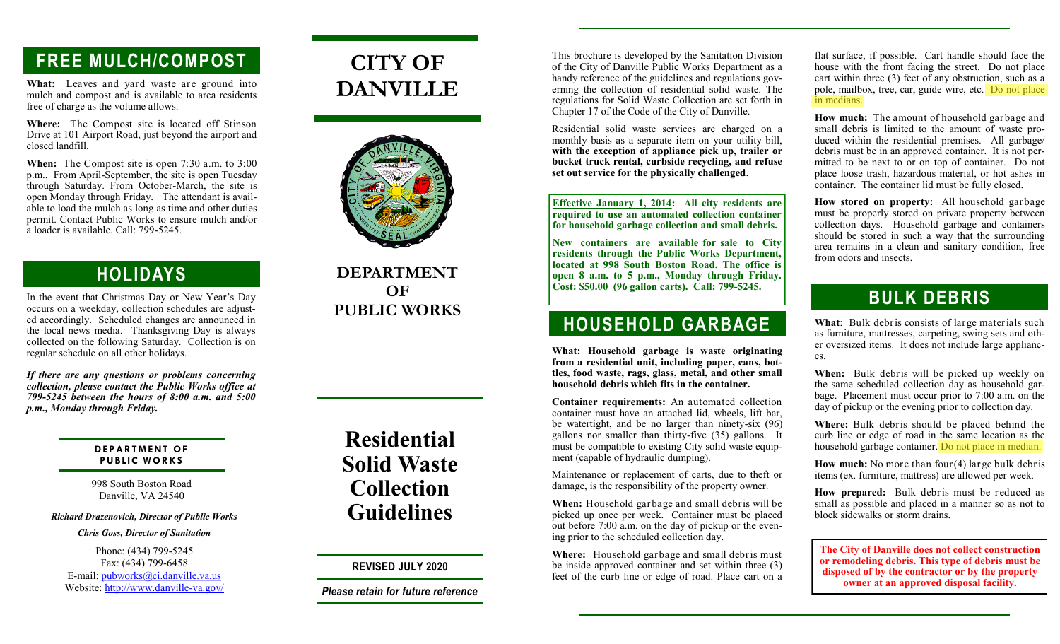## FREE MULCH/COMPOST

**What:** Leaves and yard waste are ground into mulch and compost and is available to area residents free of charge as the volume allows.

**Where:** The Compost site is located off Stinson Drive at 101 Airport Road, just beyond the airport and closed landfill.

**When:** The Compost site is open 7:30 a.m. to 3:00 p.m.. From April-September, the site is open Tuesday through Saturday. From October-March, the site is open Monday through Friday. The attendant is available to load the mulch as long as time and other duties permit. Contact Public Works to ensure mulch and/or a loader is available. Call: 799-5245.

## HOLIDAYS

In the event that Christmas Day or New Year's Day occurs on a weekday, collection schedules are adjusted accordingly. Scheduled changes are announced in the local news media. Thanksgiving Day is always collected on the following Saturday. Collection is on regular schedule on all other holidays.

***If there are any questions or problems concerning collection, please contact the Public Works office at 799-5245 between the hours of 8:00 a.m. and 5:00 p.m., Monday through Friday.***

**DEPARTMENT OF PUBLIC WORKS**

998 South Boston Road
Danville, VA 24540

*Richard Drazenovich, Director of Public Works*

*Chris Goss, Director of Sanitation*

Phone: (434) 799-5245
Fax: (434) 799-6458
E-mail: pubworks@ci.danville.va.us
Website: http://www.danville-va.gov/

# CITY OF DANVILLE

## DEPARTMENT OF PUBLIC WORKS

# Residential Solid Waste Collection Guidelines

**REVISED JULY 2020**

***Please retain for future reference***

This brochure is developed by the Sanitation Division of the City of Danville Public Works Department as a handy reference of the guidelines and regulations governing the collection of residential solid waste. The regulations for Solid Waste Collection are set forth in Chapter 17 of the Code of the City of Danville.

Residential solid waste services are charged on a monthly basis as a separate item on your utility bill, **with the exception of appliance pick up, trailer or bucket truck rental, curbside recycling, and refuse set out service for the physically challenged**.

**Effective January 1, 2014: All city residents are required to use an automated collection container for household garbage collection and small debris.**

**New containers are available for sale to City residents through the Public Works Department, located at 998 South Boston Road. The office is open 8 a.m. to 5 p.m., Monday through Friday. Cost: $50.00 (96 gallon carts). Call: 799-5245.**

## HOUSEHOLD GARBAGE

**What: Household garbage is waste originating from a residential unit, including paper, cans, bottles, food waste, rags, glass, metal, and other small household debris which fits in the container.**

**Container requirements:** An automated collection container must have an attached lid, wheels, lift bar, be watertight, and be no larger than ninety-six (96) gallons nor smaller than thirty-five (35) gallons. It must be compatible to existing City solid waste equipment (capable of hydraulic dumping).

Maintenance or replacement of carts, due to theft or damage, is the responsibility of the property owner.

**When:** Household garbage and small debris will be picked up once per week. Container must be placed out before 7:00 a.m. on the day of pickup or the evening prior to the scheduled collection day.

**Where:** Household garbage and small debris must be inside approved container and set within three (3) feet of the curb line or edge of road. Place cart on a flat surface, if possible. Cart handle should face the house with the front facing the street. Do not place cart within three (3) feet of any obstruction, such as a pole, mailbox, tree, car, guide wire, etc. Do not place in medians.

**How much:** The amount of household garbage and small debris is limited to the amount of waste produced within the residential premises. All garbage/debris must be in an approved container. It is not permitted to be next to or on top of container. Do not place loose trash, hazardous material, or hot ashes in container. The container lid must be fully closed.

**How stored on property:** All household garbage must be properly stored on private property between collection days. Household garbage and containers should be stored in such a way that the surrounding area remains in a clean and sanitary condition, free from odors and insects.

## BULK DEBRIS

**What**: Bulk debris consists of large materials such as furniture, mattresses, carpeting, swing sets and other oversized items. It does not include large appliances.

**When:** Bulk debris will be picked up weekly on the same scheduled collection day as household garbage. Placement must occur prior to 7:00 a.m. on the day of pickup or the evening prior to collection day.

**Where:** Bulk debris should be placed behind the curb line or edge of road in the same location as the household garbage container. Do not place in median.

**How much:** No more than four(4) large bulk debris items (ex. furniture, mattress) are allowed per week.

**How prepared:** Bulk debris must be reduced as small as possible and placed in a manner so as not to block sidewalks or storm drains.

**The City of Danville does not collect construction or remodeling debris. This type of debris must be disposed of by the contractor or by the property owner at an approved disposal facility.**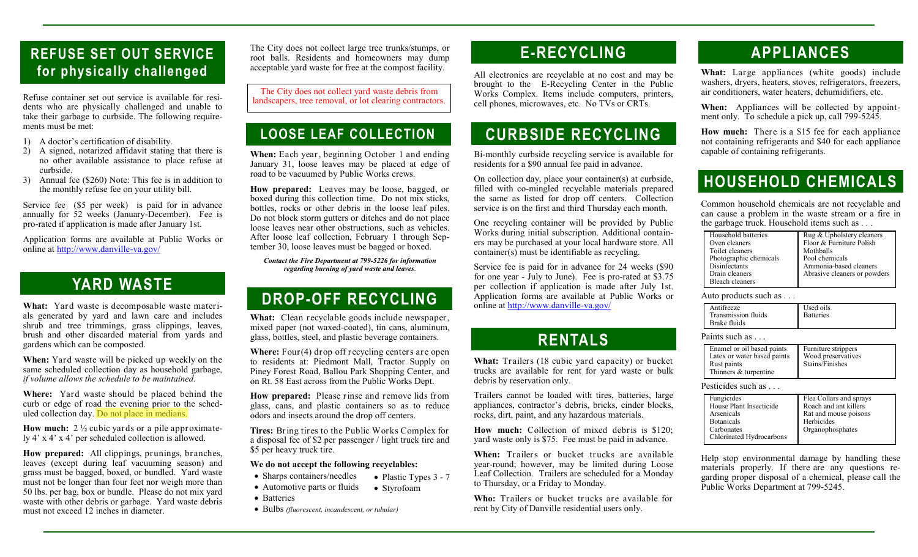## REFUSE SET OUT SERVICE for physically challenged

Refuse container set out service is available for residents who are physically challenged and unable to take their garbage to curbside. The following requirements must be met:

1) A doctor's certification of disability.
2) A signed, notarized affidavit stating that there is no other available assistance to place refuse at curbside.
3) Annual fee ($260) Note: This fee is in addition to the monthly refuse fee on your utility bill.

Service fee ($5 per week) is paid for in advance annually for 52 weeks (January-December). Fee is pro-rated if application is made after January 1st.

Application forms are available at Public Works or online at http://www.danville-va.gov/

## YARD WASTE

**What:** Yard waste is decomposable waste materials generated by yard and lawn care and includes shrub and tree trimmings, grass clippings, leaves, brush and other discarded material from yards and gardens which can be composted.

**When:** Yard waste will be picked up weekly on the same scheduled collection day as household garbage, *if volume allows the schedule to be maintained.*

**Where:** Yard waste should be placed behind the curb or edge of road the evening prior to the scheduled collection day. Do not place in medians.

**How much:** 2 ½ cubic yards or a pile approximately 4' x 4' x 4' per scheduled collection is allowed.

**How prepared:** All clippings, prunings, branches, leaves (except during leaf vacuuming season) and grass must be bagged, boxed, or bundled. Yard waste must not be longer than four feet nor weigh more than 50 lbs. per bag, box or bundle. Please do not mix yard waste with other debris or garbage. Yard waste debris must not exceed 12 inches in diameter.

The City does not collect large tree trunks/stumps, or root balls. Residents and homeowners may dump acceptable yard waste for free at the compost facility.

The City does not collect yard waste debris from landscapers, tree removal, or lot clearing contractors.

## LOOSE LEAF COLLECTION

**When:** Each year, beginning October 1 and ending January 31, loose leaves may be placed at edge of road to be vacuumed by Public Works crews.

**How prepared:** Leaves may be loose, bagged, or boxed during this collection time. Do not mix sticks, bottles, rocks or other debris in the loose leaf piles. Do not block storm gutters or ditches and do not place loose leaves near other obstructions, such as vehicles. After loose leaf collection, February 1 through September 30, loose leaves must be bagged or boxed.

***Contact the Fire Department at 799-5226 for information regarding burning of yard waste and leaves.***

## DROP-OFF RECYCLING

**What:** Clean recyclable goods include newspaper, mixed paper (not waxed-coated), tin cans, aluminum, glass, bottles, steel, and plastic beverage containers.

**Where:** Four(4) drop off recycling centers are open to residents at: Piedmont Mall, Tractor Supply on Piney Forest Road, Ballou Park Shopping Center, and on Rt. 58 East across from the Public Works Dept.

**How prepared:** Please rinse and remove lids from glass, cans, and plastic containers so as to reduce odors and insects around the drop off centers.

**Tires:** Bring tires to the Public Works Complex for a disposal fee of $2 per passenger / light truck tire and $5 per heavy truck tire.

**We do not accept the following recyclables:**

- Sharps containers/needles
- Automotive parts or fluids
- Batteries
- Bulbs *(fluorescent, incandescent, or tubular)*
- Plastic Types 3 - 7
- Styrofoam

## E-RECYCLING

All electronics are recyclable at no cost and may be brought to the E-Recycling Center in the Public Works Complex. Items include computers, printers, cell phones, microwaves, etc. No TVs or CRTs.

## CURBSIDE RECYCLING

Bi-monthly curbside recycling service is available for residents for a $90 annual fee paid in advance.

On collection day, place your container(s) at curbside, filled with co-mingled recyclable materials prepared the same as listed for drop off centers. Collection service is on the first and third Thursday each month.

One recycling container will be provided by Public Works during initial subscription. Additional containers may be purchased at your local hardware store. All container(s) must be identifiable as recycling.

Service fee is paid for in advance for 24 weeks ($90 for one year - July to June). Fee is pro-rated at $3.75 per collection if application is made after July 1st. Application forms are available at Public Works or online at http://www.danville-va.gov/

## RENTALS

**What:** Trailers (18 cubic yard capacity) or bucket trucks are available for rent for yard waste or bulk debris by reservation only.

Trailers cannot be loaded with tires, batteries, large appliances, contractor's debris, bricks, cinder blocks, rocks, dirt, paint, and any hazardous materials.

**How much:** Collection of mixed debris is $120; yard waste only is $75. Fee must be paid in advance.

**When:** Trailers or bucket trucks are available year-round; however, may be limited during Loose Leaf Collection. Trailers are scheduled for a Monday to Thursday, or a Friday to Monday.

**Who:** Trailers or bucket trucks are available for rent by City of Danville residential users only.

## APPLIANCES

**What:** Large appliances (white goods) include washers, dryers, heaters, stoves, refrigerators, freezers, air conditioners, water heaters, dehumidifiers, etc.

**When:** Appliances will be collected by appointment only. To schedule a pick up, call 799-5245.

**How much:** There is a $15 fee for each appliance not containing refrigerants and $40 for each appliance capable of containing refrigerants.

## HOUSEHOLD CHEMICALS

Common household chemicals are not recyclable and can cause a problem in the waste stream or a fire in the garbage truck. Household items such as . . .

| | |
|---|---|
| Household batteries | Rug & Upholstery cleaners |
| Oven cleaners | Floor & Furniture Polish |
| Toilet cleaners | Mothballs |
| Photographic chemicals | Pool chemicals |
| Disinfectants | Ammonia-based cleaners |
| Drain cleaners | Abrasive cleaners or powders |
| Bleach cleaners | |

Auto products such as . . .

| | |
|---|---|
| Antifreeze | Used oils |
| Transmission fluids | Batteries |
| Brake fluids | |

Paints such as . . .

| | |
|---|---|
| Enamel or oil based paints | Furniture strippers |
| Latex or water based paints | Wood preservatives |
| Rust paints | Stains/Finishes |
| Thinners & turpentine | |

Pesticides such as . . .

| | |
|---|---|
| Fungicides | Flea Collars and sprays |
| House Plant Insecticide | Roach and ant killers |
| Arsenicals | Rat and mouse poisons |
| Botanicals | Herbicides |
| Carbonates | Organophosphates |
| Chlorinated Hydrocarbons | |

Help stop environmental damage by handling these materials properly. If there are any questions regarding proper disposal of a chemical, please call the Public Works Department at 799-5245.